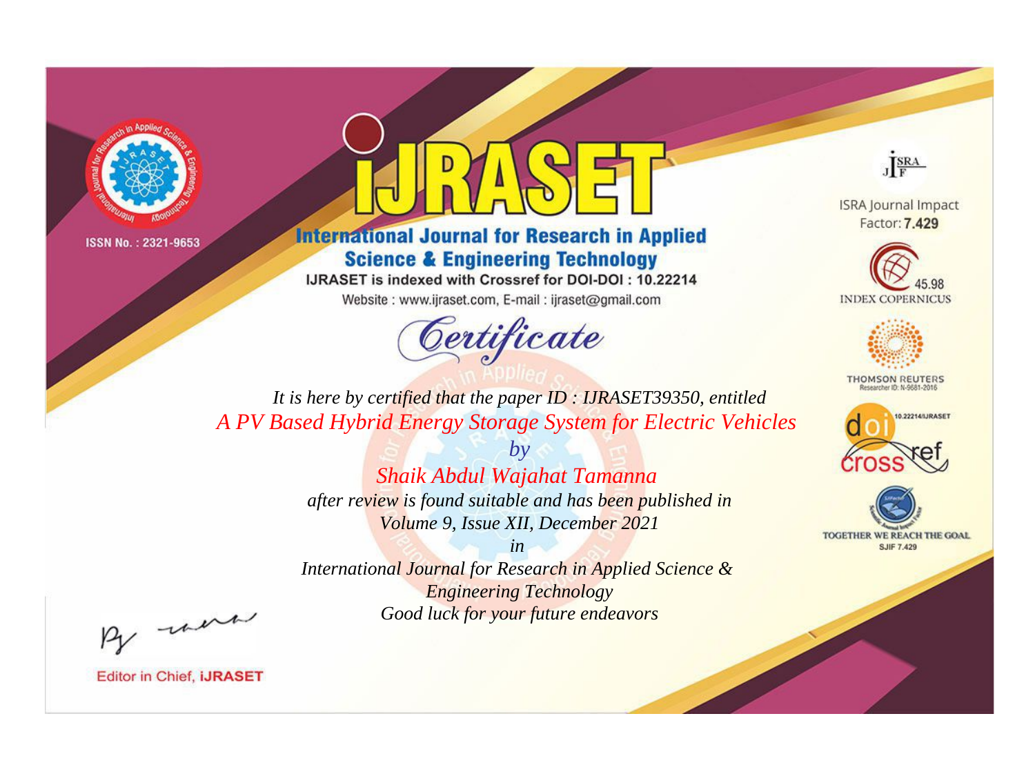ISSN No. : 2321-9653

# iJRASET

## International Journal for Research in Applied Science & Engineering Technology

IJRASET is indexed with Crossref for DOI-DOI : 10.22214

Website : www.ijraset.com, E-mail : ijraset@gmail.com

ISRA Journal Impact Factor: **7.429**

45.98 INDEX COPERNICUS

THOMSON REUTERS Researcher ID: N-9681-2016

10.22214/IJRASET

TOGETHER WE REACH THE GOAL SJIF 7.429

# *Certificate*

*It is here by certified that the paper ID : IJRASET39350, entitled*

*A PV Based Hybrid Energy Storage System for Electric Vehicles*

*by*

*Shaik Abdul Wajahat Tamanna*

*after review is found suitable and has been published in*

*Volume 9, Issue XII, December 2021*

*in*

*International Journal for Research in Applied Science & Engineering Technology*

*Good luck for your future endeavors*

Editor in Chief, **iJRASET**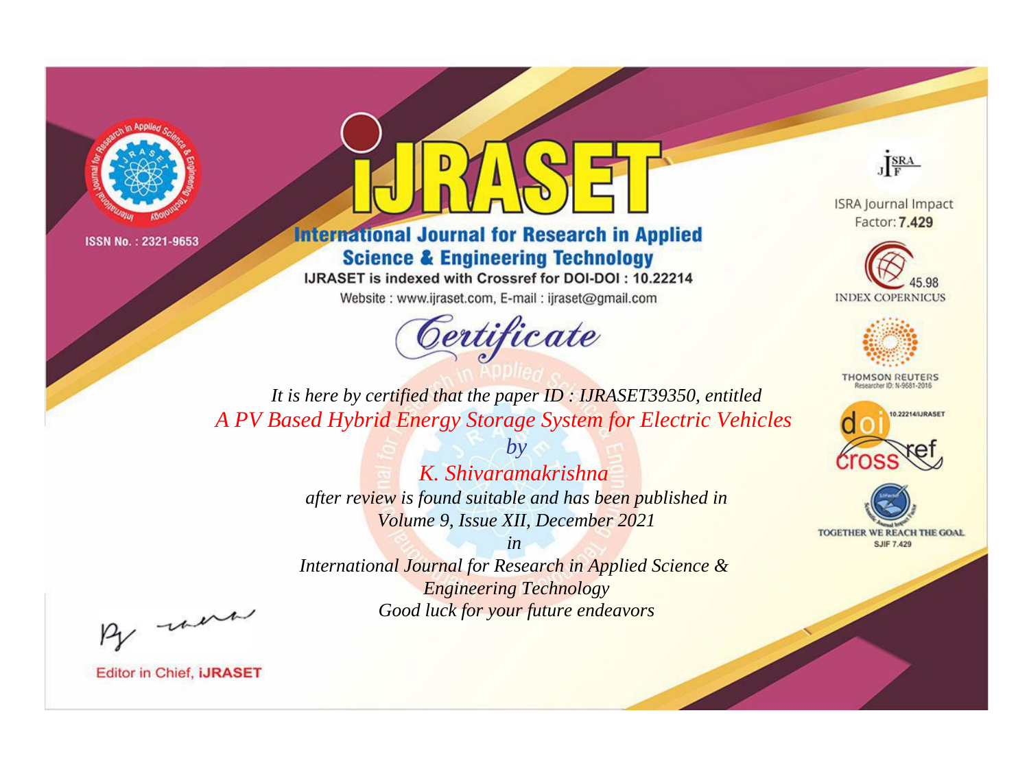ISSN No. : 2321-9653

# iJRASET

## International Journal for Research in Applied Science & Engineering Technology

IJRASET is indexed with Crossref for DOI-DOI : 10.22214

Website : www.ijraset.com, E-mail : ijraset@gmail.com

ISRA Journal Impact Factor: **7.429**

45.98 INDEX COPERNICUS

THOMSON REUTERS Researcher ID: N-9681-2016

10.22214/IJRASET

TOGETHER WE REACH THE GOAL SJIF 7.429

# Certificate

*It is here by certified that the paper ID : IJRASET39350, entitled*

*A PV Based Hybrid Energy Storage System for Electric Vehicles*

*by*

*K. Shivaramakrishna*

*after review is found suitable and has been published in*

*Volume 9, Issue XII, December 2021*

*in*

*International Journal for Research in Applied Science & Engineering Technology*

*Good luck for your future endeavors*

Editor in Chief, **iJRASET**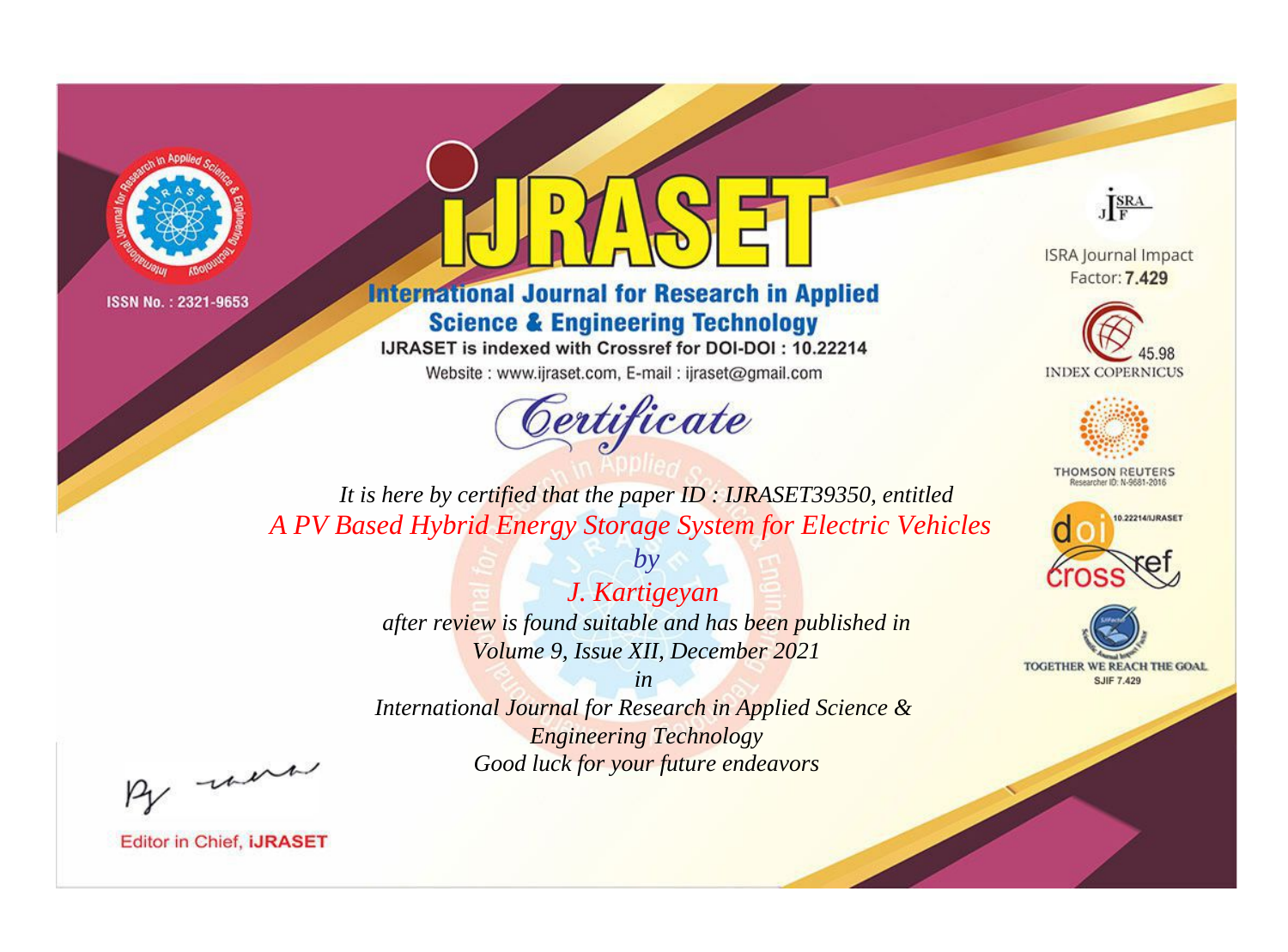ISSN No. : 2321-9653

# IJRASET

## International Journal for Research in Applied Science & Engineering Technology

IJRASET is indexed with Crossref for DOI-DOI : 10.22214

Website : www.ijraset.com, E-mail : ijraset@gmail.com

ISRA Journal Impact Factor: **7.429**

45.98 INDEX COPERNICUS

THOMSON REUTERS Researcher ID: N-9681-2016

10.22214/IJRASET

TOGETHER WE REACH THE GOAL SJIF 7.429

*Certificate*

*It is here by certified that the paper ID : IJRASET39350, entitled*

*A PV Based Hybrid Energy Storage System for Electric Vehicles*

*by*

*J. Kartigeyan*

*after review is found suitable and has been published in*

*Volume 9, Issue XII, December 2021*

*in*

*International Journal for Research in Applied Science & Engineering Technology*

*Good luck for your future endeavors*

Editor in Chief, **iJRASET**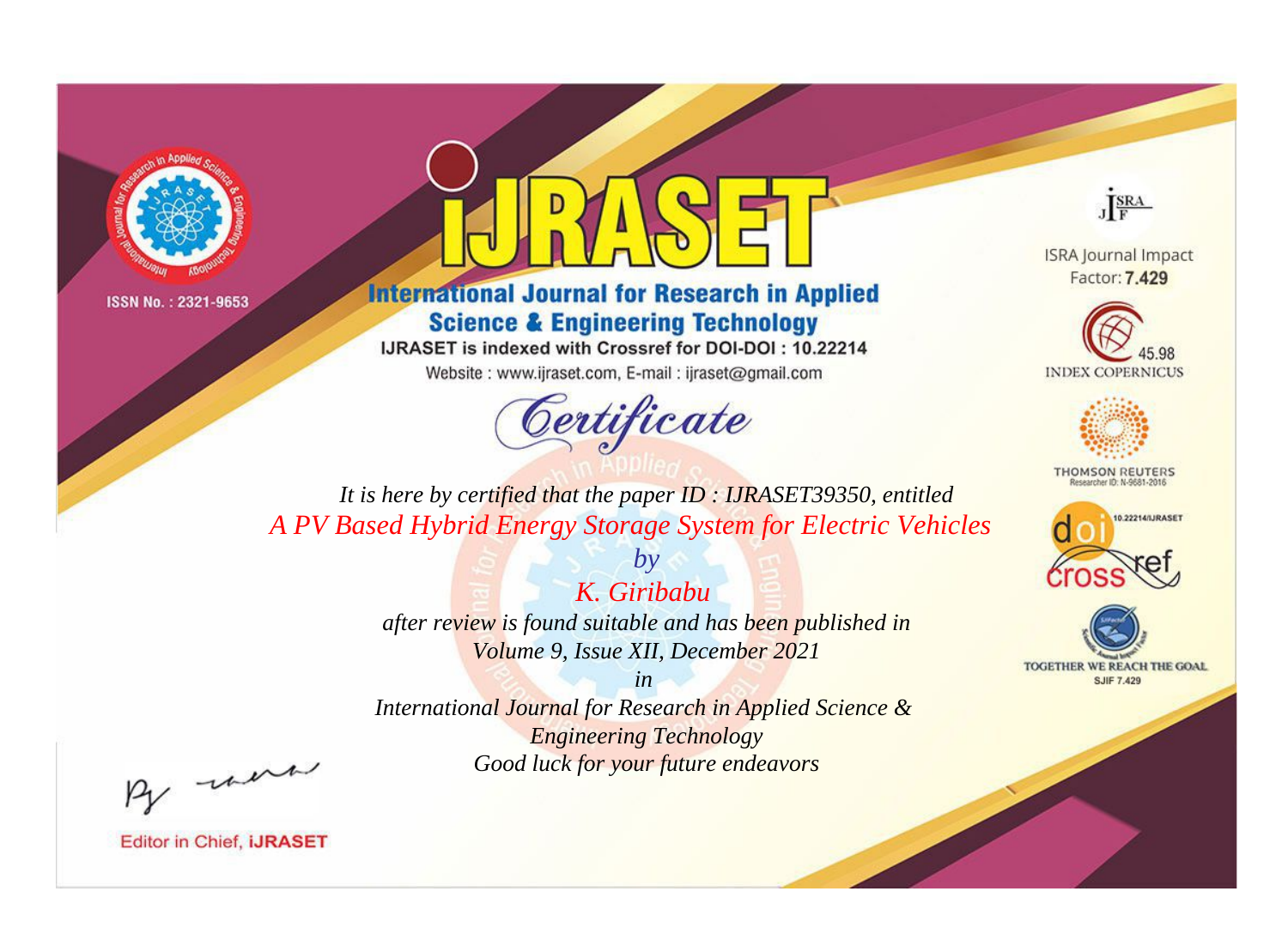ISSN No. : 2321-9653

# iJRASET

## International Journal for Research in Applied Science & Engineering Technology

IJRASET is indexed with Crossref for DOI-DOI : 10.22214

Website : www.ijraset.com, E-mail : ijraset@gmail.com

ISRA Journal Impact Factor: **7.429**

45.98 INDEX COPERNICUS

THOMSON REUTERS Researcher ID: N-9681-2016

10.22214/IJRASET

TOGETHER WE REACH THE GOAL SJIF 7.429

# *Certificate*

*It is here by certified that the paper ID : IJRASET39350, entitled*

*A PV Based Hybrid Energy Storage System for Electric Vehicles*

*by*

*K. Giribabu*

*after review is found suitable and has been published in*

*Volume 9, Issue XII, December 2021*

*in*

*International Journal for Research in Applied Science & Engineering Technology*

*Good luck for your future endeavors*

Editor in Chief, **iJRASET**